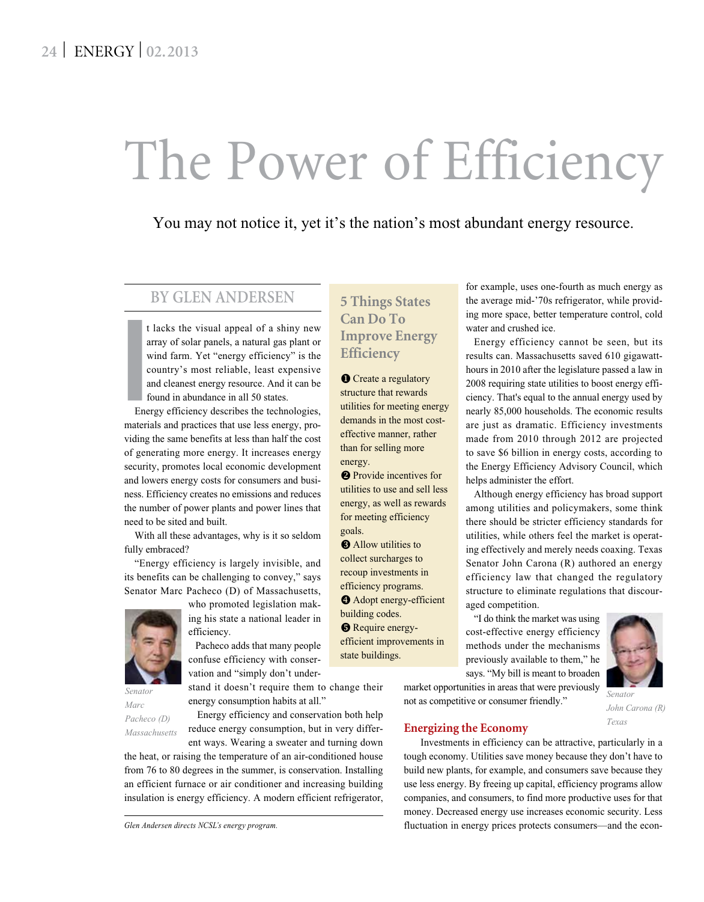# The Power of Efficiency

You may not notice it, yet it's the nation's most abundant energy resource.

BY GLEN ANDERSEN

It lacks the visual appeal of a shiny new array of solar panels, a natural gas plant or wind farm. Yet "energy efficiency" is the country's most reliable, least expensive and cleanest energy resource. And it can be found in abundance in all 50 states.

Energy efficiency describes the technologies, materials and practices that use less energy, providing the same benefits at less than half the cost of generating more energy. It increases energy security, promotes local economic development and lowers energy costs for consumers and business. Efficiency creates no emissions and reduces the number of power plants and power lines that need to be sited and built.

With all these advantages, why is it so seldom fully embraced?

"Energy efficiency is largely invisible, and its benefits can be challenging to convey," says Senator Marc Pacheco (D) of Massachusetts, who promoted legislation making his state a national leader in efficiency.

*Senator Marc Pacheco (D) Massachusetts*

Pacheco adds that many people confuse efficiency with conservation and "simply don't understand it doesn't require them to change their energy consumption habits at all."

Energy efficiency and conservation both help reduce energy consumption, but in very different ways. Wearing a sweater and turning down the heat, or raising the temperature of an air-conditioned house from 76 to 80 degrees in the summer, is conservation. Installing an efficient furnace or air conditioner and increasing building insulation is energy efficiency. A modern efficient refrigerator, for example, uses one-fourth as much energy as the average mid-'70s refrigerator, while providing more space, better temperature control, cold water and crushed ice.

Energy efficiency cannot be seen, but its results can. Massachusetts saved 610 gigawatt-hours in 2010 after the legislature passed a law in 2008 requiring state utilities to boost energy efficiency. That's equal to the annual energy used by nearly 85,000 households. The economic results are just as dramatic. Efficiency investments made from 2010 through 2012 are projected to save $6 billion in energy costs, according to the Energy Efficiency Advisory Council, which helps administer the effort.

Although energy efficiency has broad support among utilities and policymakers, some think there should be stricter efficiency standards for utilities, while others feel the market is operating effectively and merely needs coaxing. Texas Senator John Carona (R) authored an energy efficiency law that changed the regulatory structure to eliminate regulations that discouraged competition.

"I do think the market was using cost-effective energy efficiency methods under the mechanisms previously available to them," he says. "My bill is meant to broaden market opportunities in areas that were previously not as competitive or consumer friendly."

*Senator John Carona (R) Texas*

## 5 Things States Can Do To Improve Energy Efficiency

1. Create a regulatory structure that rewards utilities for meeting energy demands in the most cost-effective manner, rather than for selling more energy.
2. Provide incentives for utilities to use and sell less energy, as well as rewards for meeting efficiency goals.
3. Allow utilities to collect surcharges to recoup investments in efficiency programs.
4. Adopt energy-efficient building codes.
5. Require energy-efficient improvements in state buildings.

## Energizing the Economy

Investments in efficiency can be attractive, particularly in a tough economy. Utilities save money because they don't have to build new plants, for example, and consumers save because they use less energy. By freeing up capital, efficiency programs allow companies, and consumers, to find more productive uses for that money. Decreased energy use increases economic security. Less fluctuation in energy prices protects consumers—and the econ-

*Glen Andersen directs NCSL's energy program.*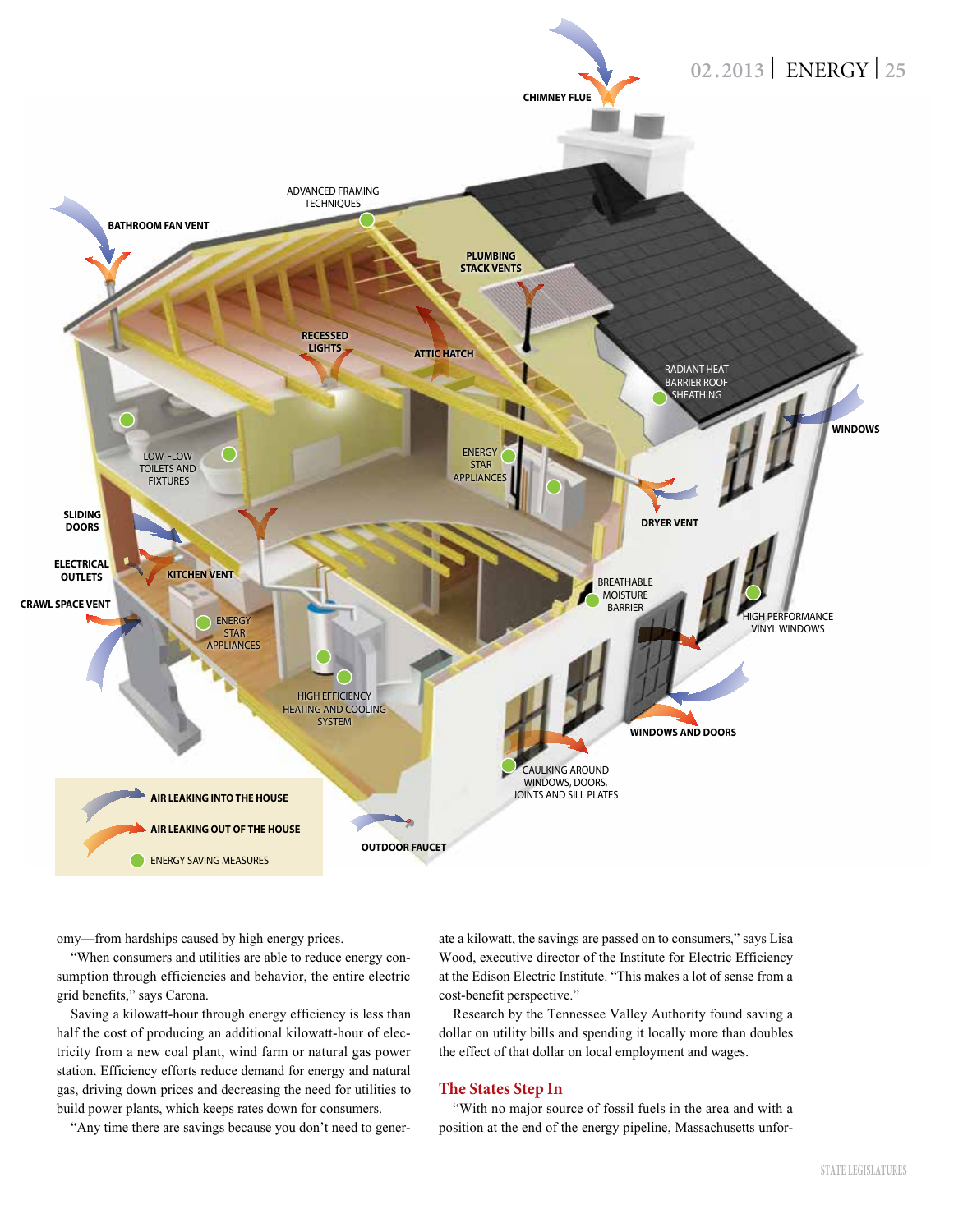omy—from hardships caused by high energy prices.

"When consumers and utilities are able to reduce energy consumption through efficiencies and behavior, the entire electric grid benefits," says Carona.

Saving a kilowatt-hour through energy efficiency is less than half the cost of producing an additional kilowatt-hour of electricity from a new coal plant, wind farm or natural gas power station. Efficiency efforts reduce demand for energy and natural gas, driving down prices and decreasing the need for utilities to build power plants, which keeps rates down for consumers.

"Any time there are savings because you don't need to generate a kilowatt, the savings are passed on to consumers," says Lisa Wood, executive director of the Institute for Electric Efficiency at the Edison Electric Institute. "This makes a lot of sense from a cost-benefit perspective."

Research by the Tennessee Valley Authority found saving a dollar on utility bills and spending it locally more than doubles the effect of that dollar on local employment and wages.

## The States Step In

"With no major source of fossil fuels in the area and with a position at the end of the energy pipeline, Massachusetts unfor-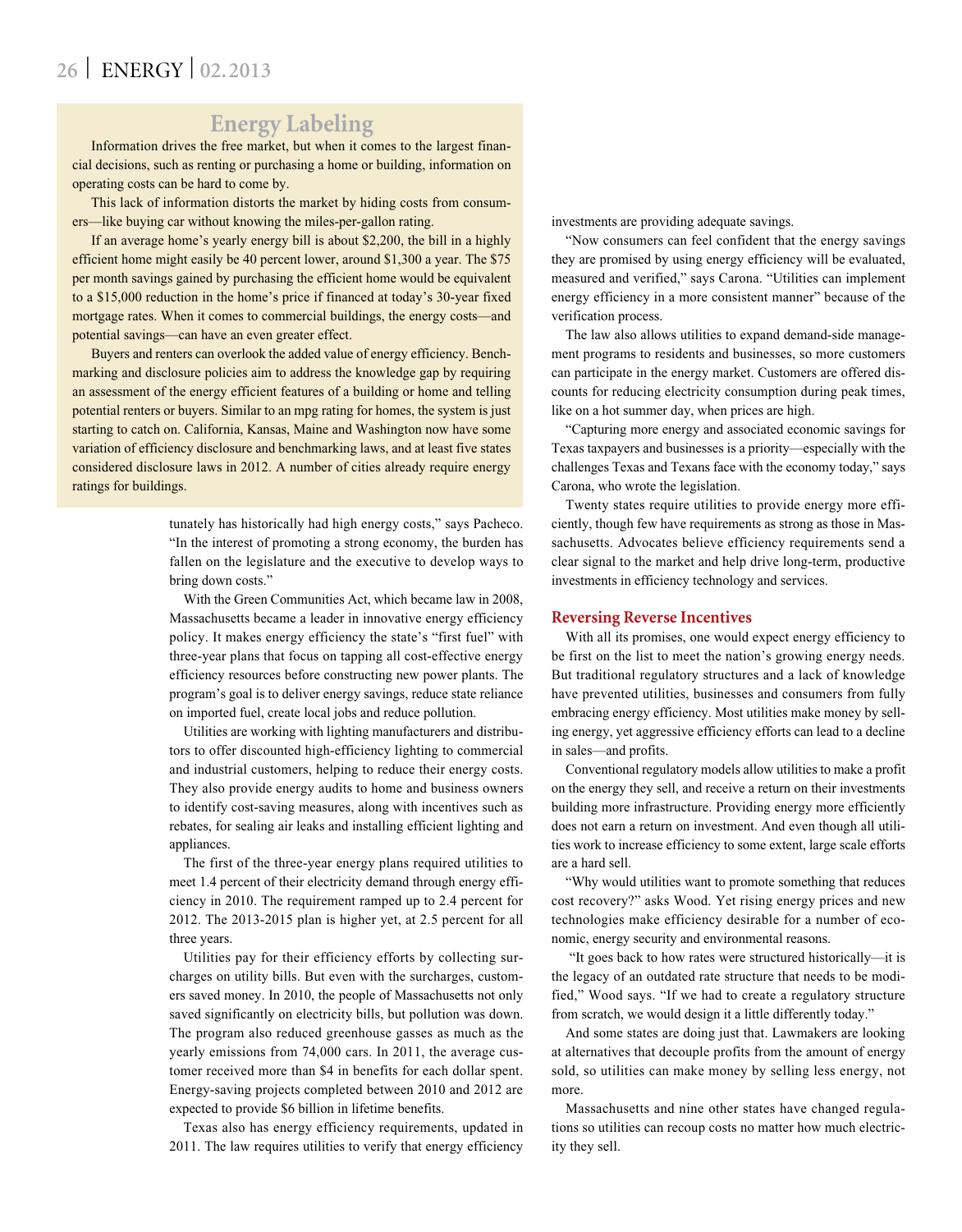## Energy Labeling

Information drives the free market, but when it comes to the largest financial decisions, such as renting or purchasing a home or building, information on operating costs can be hard to come by.

This lack of information distorts the market by hiding costs from consumers—like buying car without knowing the miles-per-gallon rating.

If an average home's yearly energy bill is about $2,200, the bill in a highly efficient home might easily be 40 percent lower, around $1,300 a year. The $75 per month savings gained by purchasing the efficient home would be equivalent to a $15,000 reduction in the home's price if financed at today's 30-year fixed mortgage rates. When it comes to commercial buildings, the energy costs—and potential savings—can have an even greater effect.

Buyers and renters can overlook the added value of energy efficiency. Benchmarking and disclosure policies aim to address the knowledge gap by requiring an assessment of the energy efficient features of a building or home and telling potential renters or buyers. Similar to an mpg rating for homes, the system is just starting to catch on. California, Kansas, Maine and Washington now have some variation of efficiency disclosure and benchmarking laws, and at least five states considered disclosure laws in 2012. A number of cities already require energy ratings for buildings.

tunately has historically had high energy costs," says Pacheco. "In the interest of promoting a strong economy, the burden has fallen on the legislature and the executive to develop ways to bring down costs."

With the Green Communities Act, which became law in 2008, Massachusetts became a leader in innovative energy efficiency policy. It makes energy efficiency the state's "first fuel" with three-year plans that focus on tapping all cost-effective energy efficiency resources before constructing new power plants. The program's goal is to deliver energy savings, reduce state reliance on imported fuel, create local jobs and reduce pollution.

Utilities are working with lighting manufacturers and distributors to offer discounted high-efficiency lighting to commercial and industrial customers, helping to reduce their energy costs. They also provide energy audits to home and business owners to identify cost-saving measures, along with incentives such as rebates, for sealing air leaks and installing efficient lighting and appliances.

The first of the three-year energy plans required utilities to meet 1.4 percent of their electricity demand through energy efficiency in 2010. The requirement ramped up to 2.4 percent for 2012. The 2013-2015 plan is higher yet, at 2.5 percent for all three years.

Utilities pay for their efficiency efforts by collecting surcharges on utility bills. But even with the surcharges, customers saved money. In 2010, the people of Massachusetts not only saved significantly on electricity bills, but pollution was down. The program also reduced greenhouse gasses as much as the yearly emissions from 74,000 cars. In 2011, the average customer received more than $4 in benefits for each dollar spent. Energy-saving projects completed between 2010 and 2012 are expected to provide $6 billion in lifetime benefits.

Texas also has energy efficiency requirements, updated in 2011. The law requires utilities to verify that energy efficiency investments are providing adequate savings.

"Now consumers can feel confident that the energy savings they are promised by using energy efficiency will be evaluated, measured and verified," says Carona. "Utilities can implement energy efficiency in a more consistent manner" because of the verification process.

The law also allows utilities to expand demand-side management programs to residents and businesses, so more customers can participate in the energy market. Customers are offered discounts for reducing electricity consumption during peak times, like on a hot summer day, when prices are high.

"Capturing more energy and associated economic savings for Texas taxpayers and businesses is a priority—especially with the challenges Texas and Texans face with the economy today," says Carona, who wrote the legislation.

Twenty states require utilities to provide energy more efficiently, though few have requirements as strong as those in Massachusetts. Advocates believe efficiency requirements send a clear signal to the market and help drive long-term, productive investments in efficiency technology and services.

### Reversing Reverse Incentives

With all its promises, one would expect energy efficiency to be first on the list to meet the nation's growing energy needs. But traditional regulatory structures and a lack of knowledge have prevented utilities, businesses and consumers from fully embracing energy efficiency. Most utilities make money by selling energy, yet aggressive efficiency efforts can lead to a decline in sales—and profits.

Conventional regulatory models allow utilities to make a profit on the energy they sell, and receive a return on their investments building more infrastructure. Providing energy more efficiently does not earn a return on investment. And even though all utilities work to increase efficiency to some extent, large scale efforts are a hard sell.

"Why would utilities want to promote something that reduces cost recovery?" asks Wood. Yet rising energy prices and new technologies make efficiency desirable for a number of economic, energy security and environmental reasons.

"It goes back to how rates were structured historically—it is the legacy of an outdated rate structure that needs to be modified," Wood says. "If we had to create a regulatory structure from scratch, we would design it a little differently today."

And some states are doing just that. Lawmakers are looking at alternatives that decouple profits from the amount of energy sold, so utilities can make money by selling less energy, not more.

Massachusetts and nine other states have changed regulations so utilities can recoup costs no matter how much electricity they sell.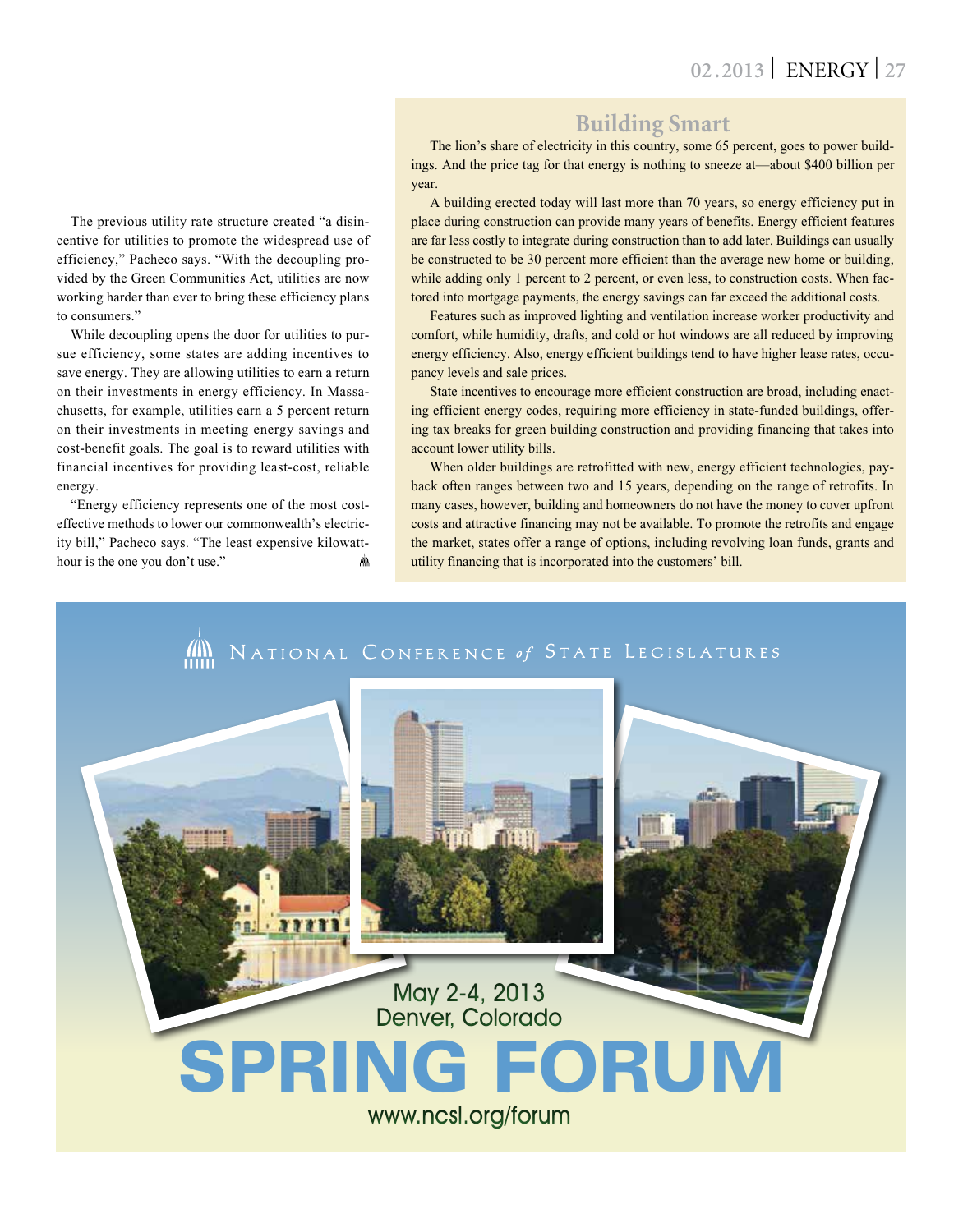The previous utility rate structure created "a disincentive for utilities to promote the widespread use of efficiency," Pacheco says. "With the decoupling provided by the Green Communities Act, utilities are now working harder than ever to bring these efficiency plans to consumers."

While decoupling opens the door for utilities to pursue efficiency, some states are adding incentives to save energy. They are allowing utilities to earn a return on their investments in energy efficiency. In Massachusetts, for example, utilities earn a 5 percent return on their investments in meeting energy savings and cost-benefit goals. The goal is to reward utilities with financial incentives for providing least-cost, reliable energy.

"Energy efficiency represents one of the most cost-effective methods to lower our commonwealth's electricity bill," Pacheco says. "The least expensive kilowatt-hour is the one you don't use."

## Building Smart

The lion's share of electricity in this country, some 65 percent, goes to power buildings. And the price tag for that energy is nothing to sneeze at—about $400 billion per year.

A building erected today will last more than 70 years, so energy efficiency put in place during construction can provide many years of benefits. Energy efficient features are far less costly to integrate during construction than to add later. Buildings can usually be constructed to be 30 percent more efficient than the average new home or building, while adding only 1 percent to 2 percent, or even less, to construction costs. When factored into mortgage payments, the energy savings can far exceed the additional costs.

Features such as improved lighting and ventilation increase worker productivity and comfort, while humidity, drafts, and cold or hot windows are all reduced by improving energy efficiency. Also, energy efficient buildings tend to have higher lease rates, occupancy levels and sale prices.

State incentives to encourage more efficient construction are broad, including enacting efficient energy codes, requiring more efficiency in state-funded buildings, offering tax breaks for green building construction and providing financing that takes into account lower utility bills.

When older buildings are retrofitted with new, energy efficient technologies, payback often ranges between two and 15 years, depending on the range of retrofits. In many cases, however, building and homeowners do not have the money to cover upfront costs and attractive financing may not be available. To promote the retrofits and engage the market, states offer a range of options, including revolving loan funds, grants and utility financing that is incorporated into the customers' bill.

National Conference *of* State Legislatures

May 2-4, 2013
Denver, Colorado

# SPRING FORUM

www.ncsl.org/forum